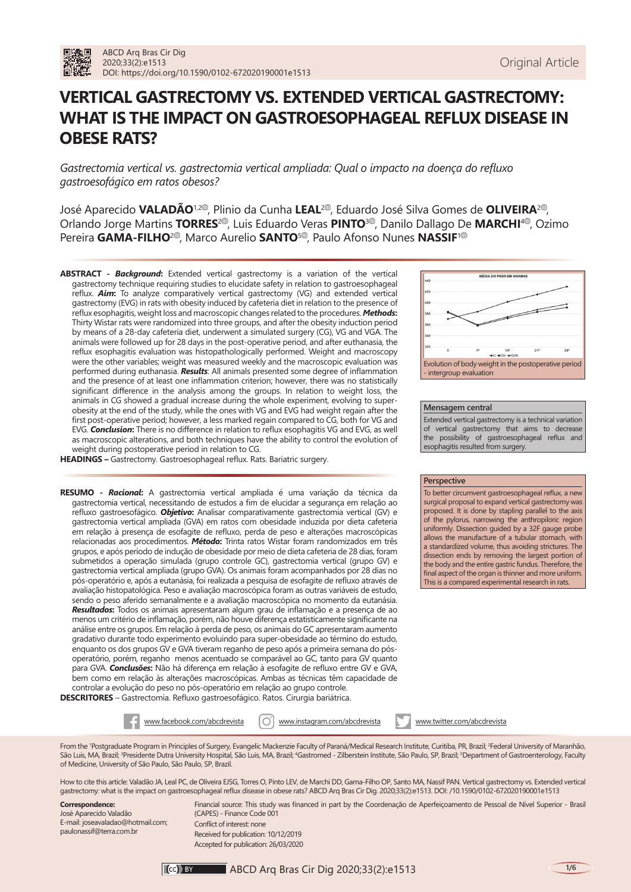# VERTICAL GASTRECTOMY VS. EXTENDED VERTICAL GASTRECTOMY: WHAT IS THE IMPACT ON GASTROESOPHAGEAL REFLUX DISEASE IN OBESE RATS?

*Gastrectomia vertical vs. gastrectomia vertical ampliada: Qual o impacto na doença do refluxo gastroesofágico em ratos obesos?*

José Aparecido **VALADÃO**[1,2], Plinio da Cunha **LEAL**[2], Eduardo José Silva Gomes de **OLIVEIRA**[2], Orlando Jorge Martins **TORRES**[2], Luis Eduardo Veras **PINTO**[3], Danilo Dallago De **MARCHI**[4], Ozimo Pereira **GAMA-FILHO**[2], Marco Aurelio **SANTO**[5], Paulo Afonso Nunes **NASSIF**[1]

**ABSTRACT -** ***Background*:** Extended vertical gastrectomy is a variation of the vertical gastrectomy technique requiring studies to elucidate safety in relation to gastroesophageal reflux. ***Aim*:** To analyze comparatively vertical gastrectomy (VG) and extended vertical gastrectomy (EVG) in rats with obesity induced by cafeteria diet in relation to the presence of reflux esophagitis, weight loss and macroscopic changes related to the procedures. ***Methods*:** Thirty Wistar rats were randomized into three groups, and after the obesity induction period by means of a 28-day cafeteria diet, underwent a simulated surgery (CG), VG and VGA. The animals were followed up for 28 days in the post-operative period, and after euthanasia, the reflux esophagitis evaluation was histopathologically performed. Weight and macroscopy were the other variables; weight was measured weekly and the macroscopic evaluation was performed during euthanasia. ***Results*:** All animals presented some degree of inflammation and the presence of at least one inflammation criterion; however, there was no statistically significant difference in the analysis among the groups. In relation to weight loss, the animals in CG showed a gradual increase during the whole experiment, evolving to super-obesity at the end of the study, while the ones with VG and EVG had weight regain after the first post-operative period; however, a less marked regain compared to CG, both for VG and EVG. ***Conclusion*:** There is no difference in relation to reflux esophagitis VG and EVG, as well as macroscopic alterations, and both techniques have the ability to control the evolution of weight during postoperative period in relation to CG.

**HEADINGS –** Gastrectomy. Gastroesophageal reflux. Rats. Bariatric surgery.

**RESUMO -** ***Racional*:** A gastrectomia vertical ampliada é uma variação da técnica da gastrectomia vertical, necessitando de estudos a fim de elucidar a segurança em relação ao refluxo gastroesofágico. ***Objetivo*:** Analisar comparativamente gastrectomia vertical (GV) e gastrectomia vertical ampliada (GVA) em ratos com obesidade induzida por dieta cafeteria em relação à presença de esofagite de refluxo, perda de peso e alterações macroscópicas relacionadas aos procedimentos. ***Método*:** Trinta ratos Wistar foram randomizados em três grupos, e após período de indução de obesidade por meio de dieta cafeteria de 28 dias, foram submetidos a operação simulada (grupo controle GC), gastrectomia vertical (grupo GV) e gastrectomia vertical ampliada (grupo GVA). Os animais foram acompanhados por 28 dias no pós-operatório e, após a eutanásia, foi realizada a pesquisa de esofagite de refluxo através de avaliação histopatológica. Peso e avaliação macroscópica foram as outras variáveis de estudo, sendo o peso aferido semanalmente e a avaliação macroscópica no momento da eutanásia. ***Resultados*:** Todos os animais apresentaram algum grau de inflamação e a presença de ao menos um critério de inflamação, porém, não houve diferença estatisticamente significante na análise entre os grupos. Em relação à perda de peso, os animais do GC apresentaram aumento gradativo durante todo experimento evoluindo para super-obesidade ao término do estudo, enquanto os dos grupos GV e GVA tiveram reganho de peso após a primeira semana do pós-operatório, porém, reganho menos acentuado se comparável ao GC, tanto para GV quanto para GVA. ***Conclusões*:** Não há diferença em relação à esofagite de refluxo entre GV e GVA, bem como em relação às alterações macroscópicas. Ambas as técnicas têm capacidade de controlar a evolução do peso no pós-operatório em relação ao grupo controle.

**DESCRITORES** – Gastrectomia. Refluxo gastroesofágico. Ratos. Cirurgia bariátrica.

Evolution of body weight in the postoperative period - intergroup evaluation

**Mensagem central**

Extended vertical gastrectomy is a technical variation of vertical gastrectomy that aims to decrease the possibility of gastroesophageal reflux and esophagitis resulted from surgery.

**Perspective**

To better circumvent gastroesophageal reflux, a new surgical proposal to expand vertical gastrectomy was proposed. It is done by stapling parallel to the axis of the pylorus, narrowing the anthropiloric region uniformly. Dissection guided by a 32F gauge probe allows the manufacture of a tubular stomach, with a standardized volume, thus avoiding strictures. The dissection ends by removing the largest portion of the body and the entire gastric fundus. Therefore, the final aspect of the organ is thinner and more uniform. This is a compared experimental research in rats.

www.facebook.com/abcdrevista www.instagram.com/abcdrevista www.twitter.com/abcdrevista

From the [1]Postgraduate Program in Principles of Surgery, Evangelic Mackenzie Faculty of Paraná/Medical Research Institute, Curitiba, PR, Brazil; [2]Federal University of Maranhão, São Luis, MA, Brazil; [3]Presidente Dutra University Hospital, São Luis, MA, Brazil; [4]Gastromed - Zilberstein Institute, São Paulo, SP, Brazil; [5]Department of Gastroenterology, Faculty of Medicine, University of São Paulo, São Paulo, SP, Brazil.

How to cite this article: Valadão JA, Leal PC, de Oliveira EJSG, Torres O, Pinto LEV, de Marchi DD, Gama-Filho OP, Santo MA, Nassif PAN. Vertical gastrectomy vs. Extended vertical gastrectomy: what is the impact on gastroesophageal reflux disease in obese rats? ABCD Arq Bras Cir Dig. 2020;33(2):e1513. DOI: /10.1590/0102-672020190001e1513

**Correspondence:**
José Aparecido Valadão
E-mail: joseavaladao@hotmail.com; paulonassif@terra.com.br

Financial source: This study was financed in part by the Coordenação de Aperfeiçoamento de Pessoal de Nível Superior - Brasil (CAPES) - Finance Code 001
Conflict of interest: none
Received for publication: 10/12/2019
Accepted for publication: 26/03/2020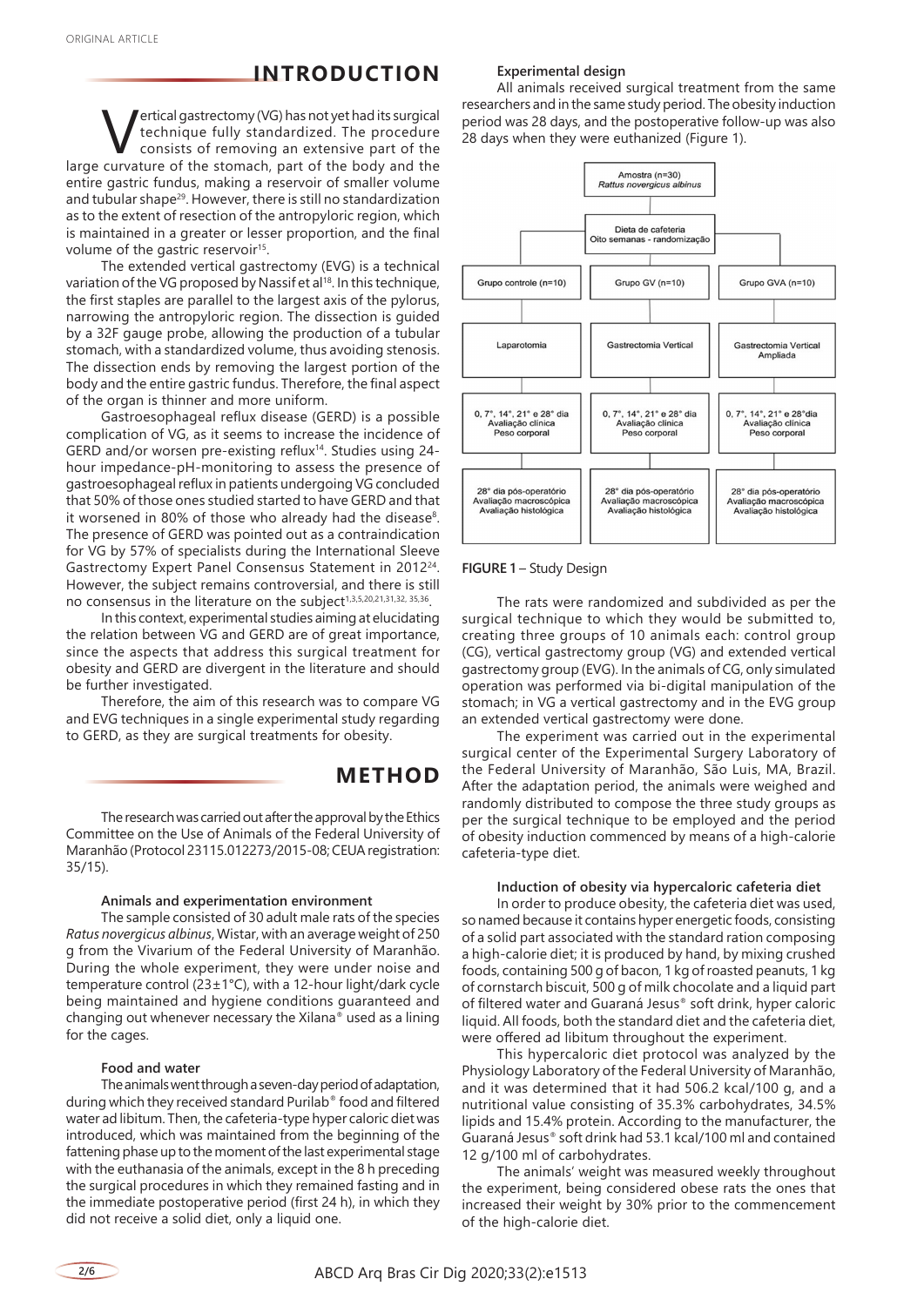## INTRODUCTION

Vertical gastrectomy (VG) has not yet had its surgical technique fully standardized. The procedure consists of removing an extensive part of the large curvature of the stomach, part of the body and the entire gastric fundus, making a reservoir of smaller volume and tubular shape[29]. However, there is still no standardization as to the extent of resection of the antropyloric region, which is maintained in a greater or lesser proportion, and the final volume of the gastric reservoir[15].

The extended vertical gastrectomy (EVG) is a technical variation of the VG proposed by Nassif et al[18]. In this technique, the first staples are parallel to the largest axis of the pylorus, narrowing the antropyloric region. The dissection is guided by a 32F gauge probe, allowing the production of a tubular stomach, with a standardized volume, thus avoiding stenosis. The dissection ends by removing the largest portion of the body and the entire gastric fundus. Therefore, the final aspect of the organ is thinner and more uniform.

Gastroesophageal reflux disease (GERD) is a possible complication of VG, as it seems to increase the incidence of GERD and/or worsen pre-existing reflux[14]. Studies using 24-hour impedance-pH-monitoring to assess the presence of gastroesophageal reflux in patients undergoing VG concluded that 50% of those ones studied started to have GERD and that it worsened in 80% of those who already had the disease[8]. The presence of GERD was pointed out as a contraindication for VG by 57% of specialists during the International Sleeve Gastrectomy Expert Panel Consensus Statement in 2012[24]. However, the subject remains controversial, and there is still no consensus in the literature on the subject[1,3,5,20,21,31,32, 35,36].

In this context, experimental studies aiming at elucidating the relation between VG and GERD are of great importance, since the aspects that address this surgical treatment for obesity and GERD are divergent in the literature and should be further investigated.

Therefore, the aim of this research was to compare VG and EVG techniques in a single experimental study regarding to GERD, as they are surgical treatments for obesity.

## METHOD

The research was carried out after the approval by the Ethics Committee on the Use of Animals of the Federal University of Maranhão (Protocol 23115.012273/2015-08; CEUA registration: 35/15).

### Animals and experimentation environment

The sample consisted of 30 adult male rats of the species *Ratus novergicus albinus*, Wistar, with an average weight of 250 g from the Vivarium of the Federal University of Maranhão. During the whole experiment, they were under noise and temperature control (23±1°C), with a 12-hour light/dark cycle being maintained and hygiene conditions guaranteed and changing out whenever necessary the Xilana® used as a lining for the cages.

### Food and water

The animals went through a seven-day period of adaptation, during which they received standard Purilab® food and filtered water ad libitum. Then, the cafeteria-type hyper caloric diet was introduced, which was maintained from the beginning of the fattening phase up to the moment of the last experimental stage with the euthanasia of the animals, except in the 8 h preceding the surgical procedures in which they remained fasting and in the immediate postoperative period (first 24 h), in which they did not receive a solid diet, only a liquid one.

### Experimental design

All animals received surgical treatment from the same researchers and in the same study period. The obesity induction period was 28 days, and the postoperative follow-up was also 28 days when they were euthanized (Figure 1).

Amostra (n=30)
*Rattus novergicus albinus*

Dieta de cafeteria
Oito semanas - randomização

| Grupo controle (n=10) | Grupo GV (n=10) | Grupo GVA (n=10) |
|---|---|---|
| Laparotomia | Gastrectomia Vertical | Gastrectomia Vertical Ampliada |
| 0, 7°, 14°, 21° e 28° dia Avaliação clínica Peso corporal | 0, 7°, 14°, 21° e 28° dia Avaliação clínica Peso corporal | 0, 7°, 14°, 21° e 28°dia Avaliação clínica Peso corporal |
| 28° dia pós-operatório Avaliação macroscópica Avaliação histológica | 28° dia pós-operatório Avaliação macroscópica Avaliação histológica | 28° dia pós-operatório Avaliação macroscópica Avaliação histológica |

**FIGURE 1** – Study Design

The rats were randomized and subdivided as per the surgical technique to which they would be submitted to, creating three groups of 10 animals each: control group (CG), vertical gastrectomy group (VG) and extended vertical gastrectomy group (EVG). In the animals of CG, only simulated operation was performed via bi-digital manipulation of the stomach; in VG a vertical gastrectomy and in the EVG group an extended vertical gastrectomy were done.

The experiment was carried out in the experimental surgical center of the Experimental Surgery Laboratory of the Federal University of Maranhão, São Luis, MA, Brazil. After the adaptation period, the animals were weighed and randomly distributed to compose the three study groups as per the surgical technique to be employed and the period of obesity induction commenced by means of a high-calorie cafeteria-type diet.

### Induction of obesity via hypercaloric cafeteria diet

In order to produce obesity, the cafeteria diet was used, so named because it contains hyper energetic foods, consisting of a solid part associated with the standard ration composing a high-calorie diet; it is produced by hand, by mixing crushed foods, containing 500 g of bacon, 1 kg of roasted peanuts, 1 kg of cornstarch biscuit, 500 g of milk chocolate and a liquid part of filtered water and Guaraná Jesus® soft drink, hyper caloric liquid. All foods, both the standard diet and the cafeteria diet, were offered ad libitum throughout the experiment.

This hypercaloric diet protocol was analyzed by the Physiology Laboratory of the Federal University of Maranhão, and it was determined that it had 506.2 kcal/100 g, and a nutritional value consisting of 35.3% carbohydrates, 34.5% lipids and 15.4% protein. According to the manufacturer, the Guaraná Jesus® soft drink had 53.1 kcal/100 ml and contained 12 g/100 ml of carbohydrates.

The animals' weight was measured weekly throughout the experiment, being considered obese rats the ones that increased their weight by 30% prior to the commencement of the high-calorie diet.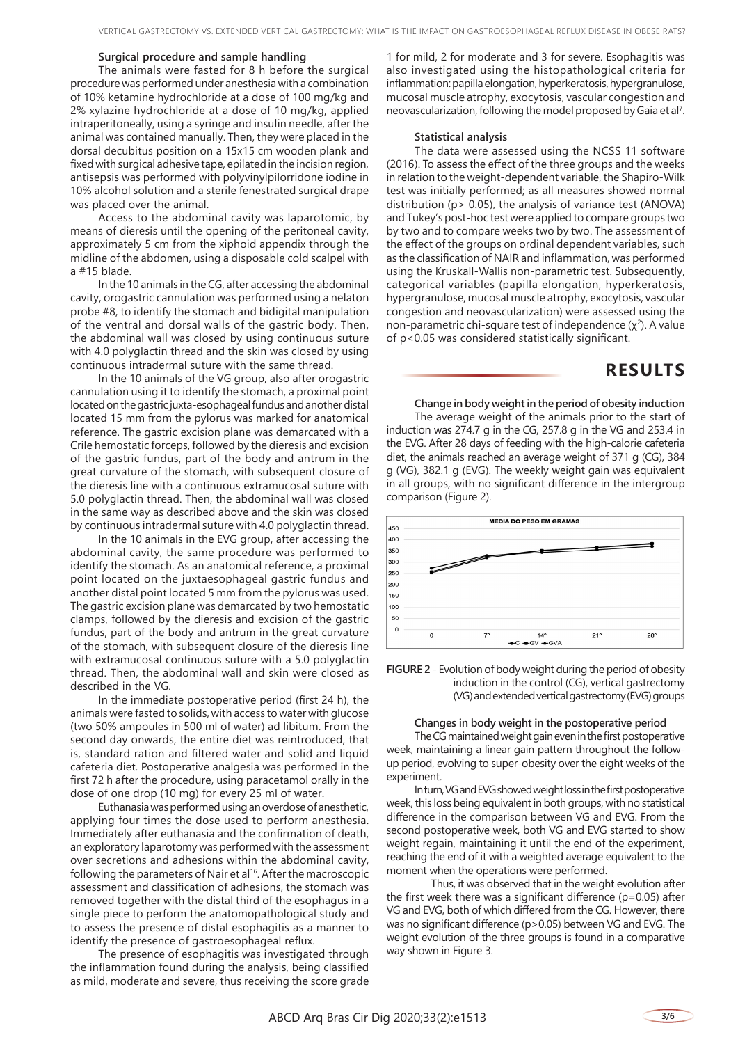#### Surgical procedure and sample handling

The animals were fasted for 8 h before the surgical procedure was performed under anesthesia with a combination of 10% ketamine hydrochloride at a dose of 100 mg/kg and 2% xylazine hydrochloride at a dose of 10 mg/kg, applied intraperitoneally, using a syringe and insulin needle, after the animal was contained manually. Then, they were placed in the dorsal decubitus position on a 15x15 cm wooden plank and fixed with surgical adhesive tape, epilated in the incision region, antisepsis was performed with polyvinylpilorridone iodine in 10% alcohol solution and a sterile fenestrated surgical drape was placed over the animal.

Access to the abdominal cavity was laparotomic, by means of dieresis until the opening of the peritoneal cavity, approximately 5 cm from the xiphoid appendix through the midline of the abdomen, using a disposable cold scalpel with a #15 blade.

In the 10 animals in the CG, after accessing the abdominal cavity, orogastric cannulation was performed using a nelaton probe #8, to identify the stomach and bidigital manipulation of the ventral and dorsal walls of the gastric body. Then, the abdominal wall was closed by using continuous suture with 4.0 polyglactin thread and the skin was closed by using continuous intradermal suture with the same thread.

In the 10 animals of the VG group, also after orogastric cannulation using it to identify the stomach, a proximal point located on the gastric juxta-esophageal fundus and another distal located 15 mm from the pylorus was marked for anatomical reference. The gastric excision plane was demarcated with a Crile hemostatic forceps, followed by the dieresis and excision of the gastric fundus, part of the body and antrum in the great curvature of the stomach, with subsequent closure of the dieresis line with a continuous extramucosal suture with 5.0 polyglactin thread. Then, the abdominal wall was closed in the same way as described above and the skin was closed by continuous intradermal suture with 4.0 polyglactin thread.

In the 10 animals in the EVG group, after accessing the abdominal cavity, the same procedure was performed to identify the stomach. As an anatomical reference, a proximal point located on the juxtaesophageal gastric fundus and another distal point located 5 mm from the pylorus was used. The gastric excision plane was demarcated by two hemostatic clamps, followed by the dieresis and excision of the gastric fundus, part of the body and antrum in the great curvature of the stomach, with subsequent closure of the dieresis line with extramucosal continuous suture with a 5.0 polyglactin thread. Then, the abdominal wall and skin were closed as described in the VG.

In the immediate postoperative period (first 24 h), the animals were fasted to solids, with access to water with glucose (two 50% ampoules in 500 ml of water) ad libitum. From the second day onwards, the entire diet was reintroduced, that is, standard ration and filtered water and solid and liquid cafeteria diet. Postoperative analgesia was performed in the first 72 h after the procedure, using paracetamol orally in the dose of one drop (10 mg) for every 25 ml of water.

Euthanasia was performed using an overdose of anesthetic, applying four times the dose used to perform anesthesia. Immediately after euthanasia and the confirmation of death, an exploratory laparotomy was performed with the assessment over secretions and adhesions within the abdominal cavity, following the parameters of Nair et al[16]. After the macroscopic assessment and classification of adhesions, the stomach was removed together with the distal third of the esophagus in a single piece to perform the anatomopathological study and to assess the presence of distal esophagitis as a manner to identify the presence of gastroesophageal reflux.

The presence of esophagitis was investigated through the inflammation found during the analysis, being classified as mild, moderate and severe, thus receiving the score grade 1 for mild, 2 for moderate and 3 for severe. Esophagitis was also investigated using the histopathological criteria for inflammation: papilla elongation, hyperkeratosis, hypergranulose, mucosal muscle atrophy, exocytosis, vascular congestion and neovascularization, following the model proposed by Gaia et al[7].

#### Statistical analysis

The data were assessed using the NCSS 11 software (2016). To assess the effect of the three groups and the weeks in relation to the weight-dependent variable, the Shapiro-Wilk test was initially performed; as all measures showed normal distribution ($p > 0.05$), the analysis of variance test (ANOVA) and Tukey's post-hoc test were applied to compare groups two by two and to compare weeks two by two. The assessment of the effect of the groups on ordinal dependent variables, such as the classification of NAIR and inflammation, was performed using the Kruskall-Wallis non-parametric test. Subsequently, categorical variables (papilla elongation, hyperkeratosis, hypergranulose, mucosal muscle atrophy, exocytosis, vascular congestion and neovascularization) were assessed using the non-parametric chi-square test of independence ($\chi^2$). A value of $p<0.05$ was considered statistically significant.

## RESULTS

#### Change in body weight in the period of obesity induction

The average weight of the animals prior to the start of induction was 274.7 g in the CG, 257.8 g in the VG and 253.4 in the EVG. After 28 days of feeding with the high-calorie cafeteria diet, the animals reached an average weight of 371 g (CG), 384 g (VG), 382.1 g (EVG). The weekly weight gain was equivalent in all groups, with no significant difference in the intergroup comparison (Figure 2).

**FIGURE 2** - Evolution of body weight during the period of obesity induction in the control (CG), vertical gastrectomy (VG) and extended vertical gastrectomy (EVG) groups

#### Changes in body weight in the postoperative period

The CG maintained weight gain even in the first postoperative week, maintaining a linear gain pattern throughout the follow-up period, evolving to super-obesity over the eight weeks of the experiment.

In turn, VG and EVG showed weight loss in the first postoperative week, this loss being equivalent in both groups, with no statistical difference in the comparison between VG and EVG. From the second postoperative week, both VG and EVG started to show weight regain, maintaining it until the end of the experiment, reaching the end of it with a weighted average equivalent to the moment when the operations were performed.

Thus, it was observed that in the weight evolution after the first week there was a significant difference ($p=0.05$) after VG and EVG, both of which differed from the CG. However, there was no significant difference ($p>0.05$) between VG and EVG. The weight evolution of the three groups is found in a comparative way shown in Figure 3.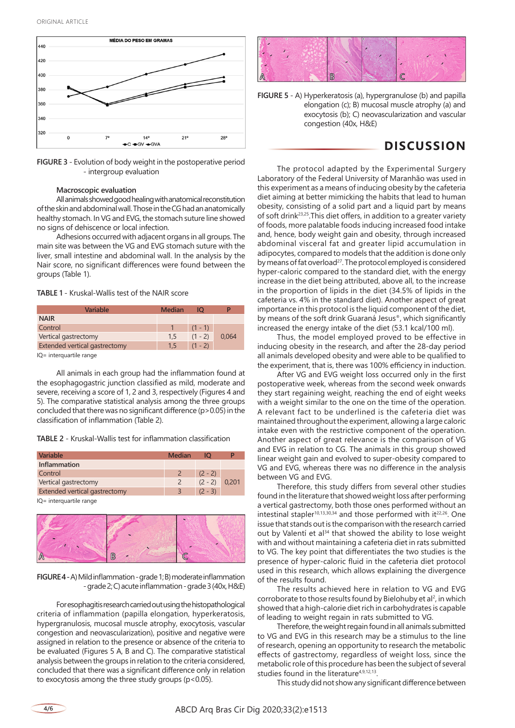FIGURE 3 - Evolution of body weight in the postoperative period - intergroup evaluation

### Macroscopic evaluation

All animals showed good healing with anatomical reconstitution of the skin and abdominal wall. Those in the CG had an anatomically healthy stomach. In VG and EVG, the stomach suture line showed no signs of dehiscence or local infection.

Adhesions occurred with adjacent organs in all groups. The main site was between the VG and EVG stomach suture with the liver, small intestine and abdominal wall. In the analysis by the Nair score, no significant differences were found between the groups (Table 1).

TABLE 1 - Kruskal-Wallis test of the NAIR score

| Variable | Median | IQ | P |
|---|---|---|---|
| **NAIR** | | | |
| Control | 1 | (1 - 1) | |
| Vertical gastrectomy | 1,5 | (1 - 2) | 0,064 |
| Extended vertical gastrectomy | 1,5 | (1 - 2) | |

IQ= interquartile range

All animals in each group had the inflammation found at the esophagogastric junction classified as mild, moderate and severe, receiving a score of 1, 2 and 3, respectively (Figures 4 and 5). The comparative statistical analysis among the three groups concluded that there was no significant difference (p>0.05) in the classification of inflammation (Table 2).

TABLE 2 - Kruskal-Wallis test for inflammation classification

| Variable | Median | IQ | P |
|---|---|---|---|
| **Inflammation** | | | |
| Control | 2 | (2 - 2) | |
| Vertical gastrectomy | 2 | (2 - 2) | 0,201 |
| Extended vertical gastrectomy | 3 | (2 - 3) | |

IQ= interquartile range

FIGURE 4 - A) Mild inflammation - grade 1; B) moderate inflammation - grade 2; C) acute inflammation - grade 3 (40x, H&E)

For esophagitis research carried out using the histopathological criteria of inflammation (papilla elongation, hyperkeratosis, hypergranulosis, mucosal muscle atrophy, exocytosis, vascular congestion and neovascularization), positive and negative were assigned in relation to the presence or absence of the criteria to be evaluated (Figures 5 A, B and C). The comparative statistical analysis between the groups in relation to the criteria considered, concluded that there was a significant difference only in relation to exocytosis among the three study groups (p<0.05).

FIGURE 5 - A) Hyperkeratosis (a), hypergranulose (b) and papilla elongation (c); B) mucosal muscle atrophy (a) and exocytosis (b); C) neovascularization and vascular congestion (40x, H&E)

## DISCUSSION

The protocol adapted by the Experimental Surgery Laboratory of the Federal University of Maranhão was used in this experiment as a means of inducing obesity by the cafeteria diet aiming at better mimicking the habits that lead to human obesity, consisting of a solid part and a liquid part by means of soft drink[23,25]. This diet offers, in addition to a greater variety of foods, more palatable foods inducing increased food intake and, hence, body weight gain and obesity, through increased abdominal visceral fat and greater lipid accumulation in adipocytes, compared to models that the addition is done only by means of fat overload[27]. The protocol employed is considered hyper-caloric compared to the standard diet, with the energy increase in the diet being attributed, above all, to the increase in the proportion of lipids in the diet (34.5% of lipids in the cafeteria vs. 4% in the standard diet). Another aspect of great importance in this protocol is the liquid component of the diet, by means of the soft drink Guaraná Jesus®, which significantly increased the energy intake of the diet (53.1 kcal/100 ml).

Thus, the model employed proved to be effective in inducing obesity in the research, and after the 28-day period all animals developed obesity and were able to be qualified to the experiment, that is, there was 100% efficiency in induction.

After VG and EVG weight loss occurred only in the first postoperative week, whereas from the second week onwards they start regaining weight, reaching the end of eight weeks with a weight similar to the one on the time of the operation. A relevant fact to be underlined is the cafeteria diet was maintained throughout the experiment, allowing a large caloric intake even with the restrictive component of the operation. Another aspect of great relevance is the comparison of VG and EVG in relation to CG. The animals in this group showed linear weight gain and evolved to super-obesity compared to VG and EVG, whereas there was no difference in the analysis between VG and EVG.

Therefore, this study differs from several other studies found in the literature that showed weight loss after performing a vertical gastrectomy, both those ones performed without an intestinal stapler[10,13,30,34] and those performed with it[22,26]. One issue that stands out is the comparison with the research carried out by Valentí et al[34] that showed the ability to lose weight with and without maintaining a cafeteria diet in rats submitted to VG. The key point that differentiates the two studies is the presence of hyper-caloric fluid in the cafeteria diet protocol used in this research, which allows explaining the divergence of the results found.

The results achieved here in relation to VG and EVG corroborate to those results found by Bielohuby et al[2], in which showed that a high-calorie diet rich in carbohydrates is capable of leading to weight regain in rats submitted to VG.

Therefore, the weight regain found in all animals submitted to VG and EVG in this research may be a stimulus to the line of research, opening an opportunity to research the metabolic effects of gastrectomy, regardless of weight loss, since the metabolic role of this procedure has been the subject of several studies found in the literature[4,9,12,13].

This study did not show any significant difference between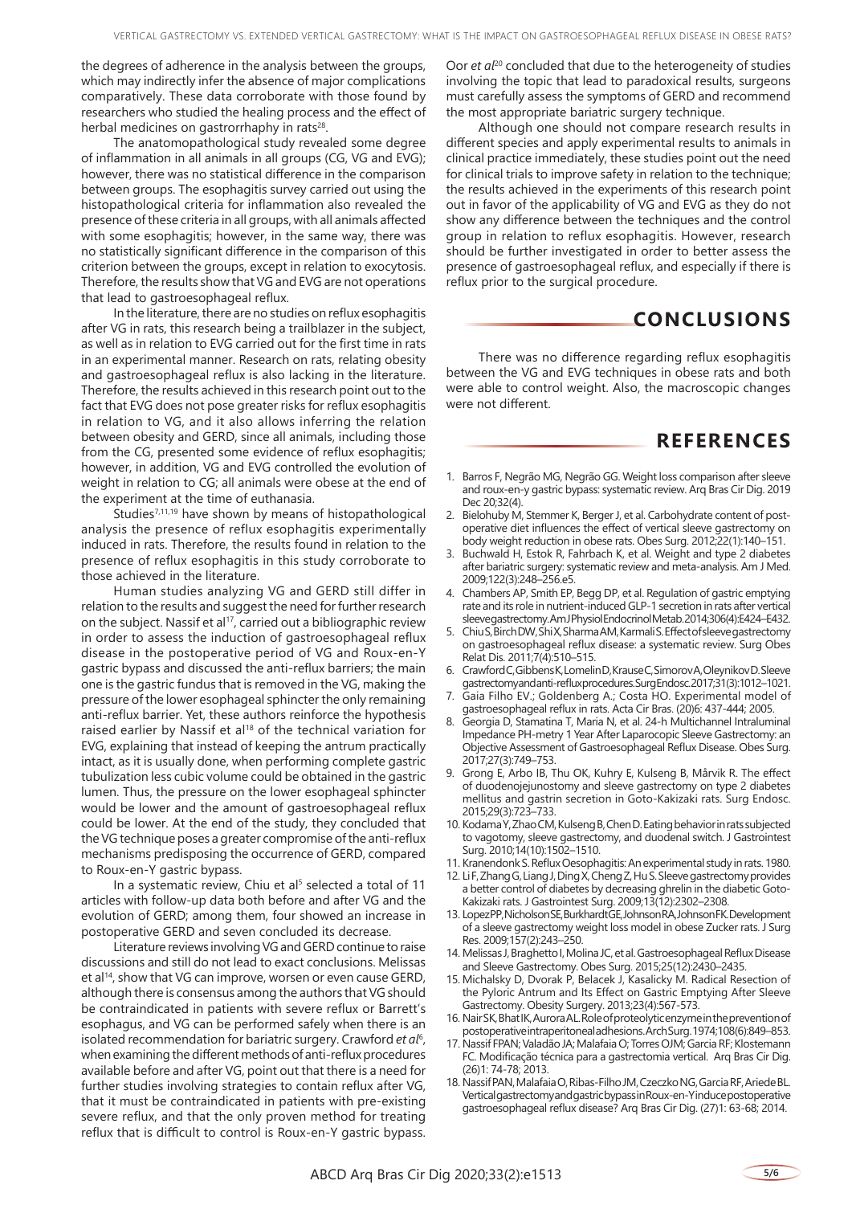the degrees of adherence in the analysis between the groups, which may indirectly infer the absence of major complications comparatively. These data corroborate with those found by researchers who studied the healing process and the effect of herbal medicines on gastrorrhaphy in rats[28].

The anatomopathological study revealed some degree of inflammation in all animals in all groups (CG, VG and EVG); however, there was no statistical difference in the comparison between groups. The esophagitis survey carried out using the histopathological criteria for inflammation also revealed the presence of these criteria in all groups, with all animals affected with some esophagitis; however, in the same way, there was no statistically significant difference in the comparison of this criterion between the groups, except in relation to exocytosis. Therefore, the results show that VG and EVG are not operations that lead to gastroesophageal reflux.

In the literature, there are no studies on reflux esophagitis after VG in rats, this research being a trailblazer in the subject, as well as in relation to EVG carried out for the first time in rats in an experimental manner. Research on rats, relating obesity and gastroesophageal reflux is also lacking in the literature. Therefore, the results achieved in this research point out to the fact that EVG does not pose greater risks for reflux esophagitis in relation to VG, and it also allows inferring the relation between obesity and GERD, since all animals, including those from the CG, presented some evidence of reflux esophagitis; however, in addition, VG and EVG controlled the evolution of weight in relation to CG; all animals were obese at the end of the experiment at the time of euthanasia.

Studies[7,11,19] have shown by means of histopathological analysis the presence of reflux esophagitis experimentally induced in rats. Therefore, the results found in relation to the presence of reflux esophagitis in this study corroborate to those achieved in the literature.

Human studies analyzing VG and GERD still differ in relation to the results and suggest the need for further research on the subject. Nassif et al[17], carried out a bibliographic review in order to assess the induction of gastroesophageal reflux disease in the postoperative period of VG and Roux-en-Y gastric bypass and discussed the anti-reflux barriers; the main one is the gastric fundus that is removed in the VG, making the pressure of the lower esophageal sphincter the only remaining anti-reflux barrier. Yet, these authors reinforce the hypothesis raised earlier by Nassif et al[18] of the technical variation for EVG, explaining that instead of keeping the antrum practically intact, as it is usually done, when performing complete gastric tubulization less cubic volume could be obtained in the gastric lumen. Thus, the pressure on the lower esophageal sphincter would be lower and the amount of gastroesophageal reflux could be lower. At the end of the study, they concluded that the VG technique poses a greater compromise of the anti-reflux mechanisms predisposing the occurrence of GERD, compared to Roux-en-Y gastric bypass.

In a systematic review, Chiu et al[5] selected a total of 11 articles with follow-up data both before and after VG and the evolution of GERD; among them, four showed an increase in postoperative GERD and seven concluded its decrease.

Literature reviews involving VG and GERD continue to raise discussions and still do not lead to exact conclusions. Melissas et al[14], show that VG can improve, worsen or even cause GERD, although there is consensus among the authors that VG should be contraindicated in patients with severe reflux or Barrett's esophagus, and VG can be performed safely when there is an isolated recommendation for bariatric surgery. Crawford *et al*[6], when examining the different methods of anti-reflux procedures available before and after VG, point out that there is a need for further studies involving strategies to contain reflux after VG, that it must be contraindicated in patients with pre-existing severe reflux, and that the only proven method for treating reflux that is difficult to control is Roux-en-Y gastric bypass. Oor *et al*[20] concluded that due to the heterogeneity of studies involving the topic that lead to paradoxical results, surgeons must carefully assess the symptoms of GERD and recommend the most appropriate bariatric surgery technique.

Although one should not compare research results in different species and apply experimental results to animals in clinical practice immediately, these studies point out the need for clinical trials to improve safety in relation to the technique; the results achieved in the experiments of this research point out in favor of the applicability of VG and EVG as they do not show any difference between the techniques and the control group in relation to reflux esophagitis. However, research should be further investigated in order to better assess the presence of gastroesophageal reflux, and especially if there is reflux prior to the surgical procedure.

## CONCLUSIONS

There was no difference regarding reflux esophagitis between the VG and EVG techniques in obese rats and both were able to control weight. Also, the macroscopic changes were not different.

## REFERENCES

1. Barros F, Negrão MG, Negrão GG. Weight loss comparison after sleeve and roux-en-y gastric bypass: systematic review. Arq Bras Cir Dig. 2019 Dec 20;32(4).
2. Bielohuby M, Stemmer K, Berger J, et al. Carbohydrate content of post-operative diet influences the effect of vertical sleeve gastrectomy on body weight reduction in obese rats. Obes Surg. 2012;22(1):140–151.
3. Buchwald H, Estok R, Fahrbach K, et al. Weight and type 2 diabetes after bariatric surgery: systematic review and meta-analysis. Am J Med. 2009;122(3):248–256.e5.
4. Chambers AP, Smith EP, Begg DP, et al. Regulation of gastric emptying rate and its role in nutrient-induced GLP-1 secretion in rats after vertical sleeve gastrectomy. Am J Physiol Endocrinol Metab. 2014;306(4):E424–E432.
5. Chiu S, Birch DW, Shi X, Sharma AM, Karmali S. Effect of sleeve gastrectomy on gastroesophageal reflux disease: a systematic review. Surg Obes Relat Dis. 2011;7(4):510–515.
6. Crawford C, Gibbens K, Lomelin D, Krause C, Simorov A, Oleynikov D. Sleeve gastrectomy and anti-reflux procedures. Surg Endosc. 2017;31(3):1012–1021.
7. Gaia Filho EV.; Goldenberg A.; Costa HO. Experimental model of gastroesophageal reflux in rats. Acta Cir Bras. (20)6: 437-444; 2005.
8. Georgia D, Stamatina T, Maria N, et al. 24-h Multichannel Intraluminal Impedance PH-metry 1 Year After Laparocopic Sleeve Gastrectomy: an Objective Assessment of Gastroesophageal Reflux Disease. Obes Surg. 2017;27(3):749–753.
9. Grong E, Arbo IB, Thu OK, Kuhry E, Kulseng B, Mårvik R. The effect of duodenojejunostomy and sleeve gastrectomy on type 2 diabetes mellitus and gastrin secretion in Goto-Kakizaki rats. Surg Endosc. 2015;29(3):723–733.
10. Kodama Y, Zhao CM, Kulseng B, Chen D. Eating behavior in rats subjected to vagotomy, sleeve gastrectomy, and duodenal switch. J Gastrointest Surg. 2010;14(10):1502–1510.
11. Kranendonk S. Reflux Oesophagitis: An experimental study in rats. 1980.
12. Li F, Zhang G, Liang J, Ding X, Cheng Z, Hu S. Sleeve gastrectomy provides a better control of diabetes by decreasing ghrelin in the diabetic Goto-Kakizaki rats. J Gastrointest Surg. 2009;13(12):2302–2308.
13. Lopez PP, Nicholson SE, Burkhardt GE, Johnson RA, Johnson FK. Development of a sleeve gastrectomy weight loss model in obese Zucker rats. J Surg Res. 2009;157(2):243–250.
14. Melissas J, Braghetto I, Molina JC, et al. Gastroesophageal Reflux Disease and Sleeve Gastrectomy. Obes Surg. 2015;25(12):2430–2435.
15. Michalsky D, Dvorak P, Belacek J, Kasalicky M. Radical Resection of the Pyloric Antrum and Its Effect on Gastric Emptying After Sleeve Gastrectomy. Obesity Surgery. 2013;23(4):567-573.
16. Nair SK, Bhat IK, Aurora AL. Role of proteolytic enzyme in the prevention of postoperative intraperitoneal adhesions. Arch Surg. 1974;108(6):849–853.
17. Nassif FPAN; Valadão JA; Malafaia O; Torres OJM; Garcia RF; Klostemann FC. Modificação técnica para a gastrectomia vertical. Arq Bras Cir Dig. (26)1: 74-78; 2013.
18. Nassif PAN, Malafaia O, Ribas-Filho JM, Czeczko NG, Garcia RF, Ariede BL. Vertical gastrectomy and gastric bypass in Roux-en-Y induce postoperative gastroesophageal reflux disease? Arq Bras Cir Dig. (27)1: 63-68; 2014.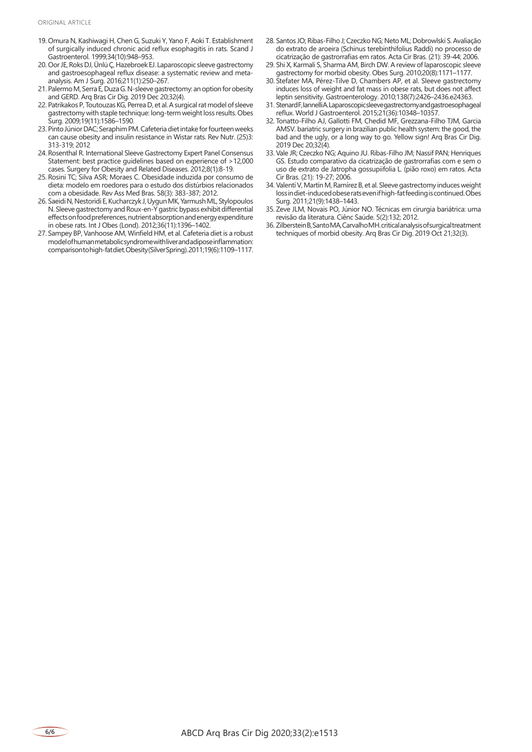19. Omura N, Kashiwagi H, Chen G, Suzuki Y, Yano F, Aoki T. Establishment of surgically induced chronic acid reflux esophagitis in rats. Scand J Gastroenterol. 1999;34(10):948–953.
20. Oor JE, Roks DJ, Ünlü Ç, Hazebroek EJ. Laparoscopic sleeve gastrectomy and gastroesophageal reflux disease: a systematic review and meta-analysis. Am J Surg. 2016;211(1):250–267.
21. Palermo M, Serra E, Duza G. N-sleeve gastrectomy: an option for obesity and GERD. Arq Bras Cir Dig. 2019 Dec 20;32(4).
22. Patrikakos P, Toutouzas KG, Perrea D, et al. A surgical rat model of sleeve gastrectomy with staple technique: long-term weight loss results. Obes Surg. 2009;19(11):1586–1590.
23. Pinto Júnior DAC; Seraphim PM. Cafeteria diet intake for fourteen weeks can cause obesity and insulin resistance in Wistar rats. Rev Nutr. (25)3: 313-319; 2012
24. Rosenthal R. International Sleeve Gastrectomy Expert Panel Consensus Statement: best practice guidelines based on experience of >12,000 cases. Surgery for Obesity and Related Diseases. 2012;8(1):8-19.
25. Rosini TC; Silva ASR; Moraes C. Obesidade induzida por consumo de dieta: modelo em roedores para o estudo dos distúrbios relacionados com a obesidade. Rev Ass Med Bras. 58(3): 383-387; 2012.
26. Saeidi N, Nestoridi E, Kucharczyk J, Uygun MK, Yarmush ML, Stylopoulos N. Sleeve gastrectomy and Roux-en-Y gastric bypass exhibit differential effects on food preferences, nutrient absorption and energy expenditure in obese rats. Int J Obes (Lond). 2012;36(11):1396–1402.
27. Sampey BP, Vanhoose AM, Winfield HM, et al. Cafeteria diet is a robust model of human metabolic syndrome with liver and adipose inflammation: comparison to high-fat diet. Obesity (Silver Spring). 2011;19(6):1109–1117.
28. Santos JO; Ribas-Filho J; Czeczko NG; Neto ML; Dobrowlski S. Avaliação do extrato de aroeira (Schinus terebinthifolius Raddi) no processo de cicatrização de gastrorrafias em ratos. Acta Cir Bras. (21): 39-44; 2006.
29. Shi X, Karmali S, Sharma AM, Birch DW. A review of laparoscopic sleeve gastrectomy for morbid obesity. Obes Surg. 2010;20(8):1171–1177.
30. Stefater MA, Pérez-Tilve D, Chambers AP, et al. Sleeve gastrectomy induces loss of weight and fat mass in obese rats, but does not affect leptin sensitivity. Gastroenterology. 2010;138(7):2426–2436.e24363.
31. Stenard F, Iannelli A. Laparoscopic sleeve gastrectomy and gastroesophageal reflux. World J Gastroenterol. 2015;21(36):10348–10357.
32. Tonatto-Filho AJ, Gallotti FM, Chedid MF, Grezzana-Filho TJM, Garcia AMSV. bariatric surgery in brazilian public health system: the good, the bad and the ugly, or a long way to go. Yellow sign! Arq Bras Cir Dig. 2019 Dec 20;32(4).
33. Vale JR; Czeczko NG; Aquino JU. Ribas-Filho JM; Nassif PAN; Henriques GS. Estudo comparativo da cicatrização de gastrorrafias com e sem o uso de extrato de Jatropha gossupiifolia L. (pião roxo) em ratos. Acta Cir Bras. (21): 19-27; 2006.
34. Valentí V, Martín M, Ramírez B, et al. Sleeve gastrectomy induces weight loss in diet-induced obese rats even if high-fat feeding is continued. Obes Surg. 2011;21(9):1438–1443.
35. Zeve JLM, Novais PO, Júnior NO. Técnicas em cirurgia bariátrica: uma revisão da literatura. Ciênc Saúde. 5(2):132; 2012.
36. Zilberstein B, Santo MA, Carvalho MH. critical analysis of surgical treatment techniques of morbid obesity. Arq Bras Cir Dig. 2019 Oct 21;32(3).